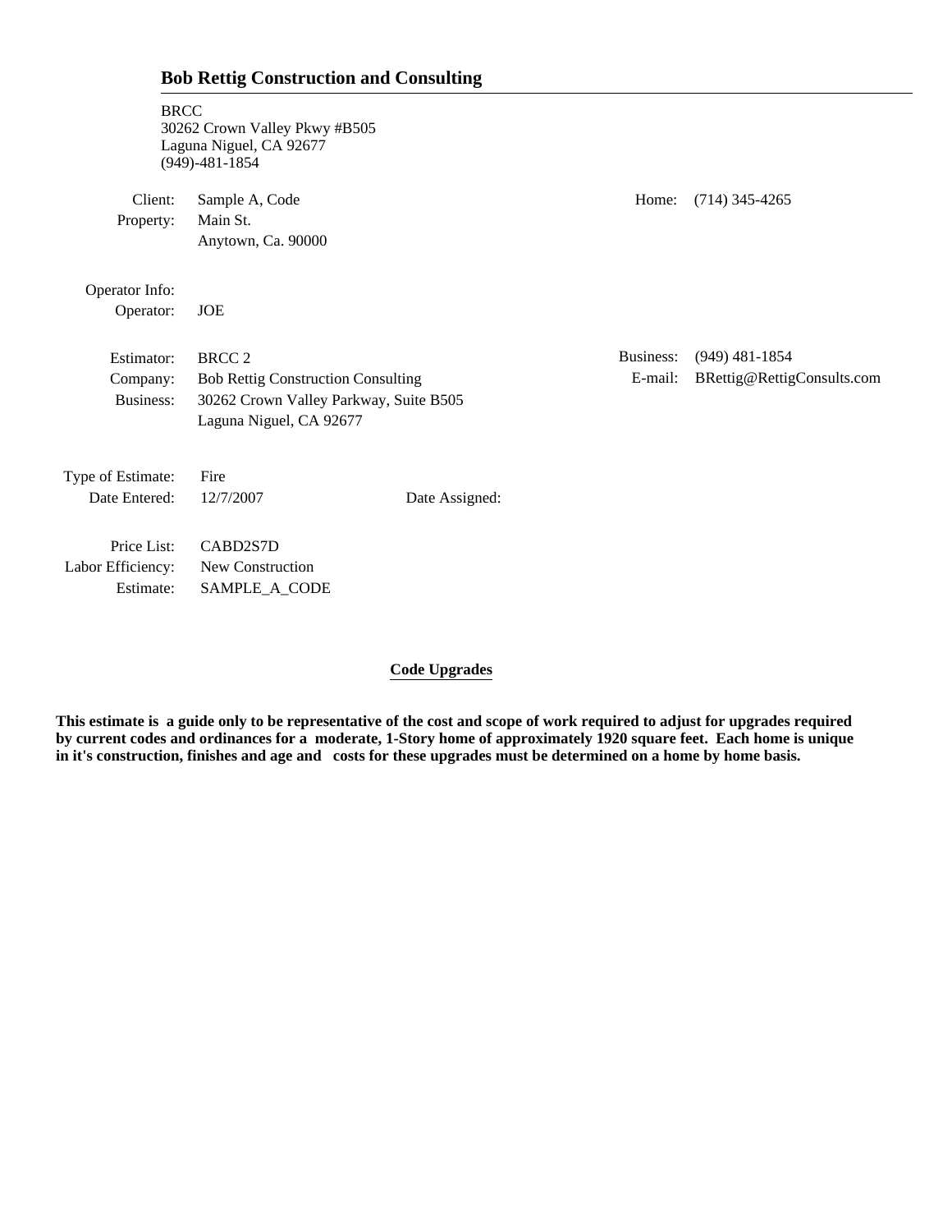## Bob Rettig Construction and Consulting

BRCC
30262 Crown Valley Pkwy #B505
Laguna Niguel, CA 92677
(949)-481-1854

| | | | |
|---|---|---|---|
| Client: | Sample A, Code | Home: | (714) 345-4265 |
| Property: | Main St. | | |
| | Anytown, Ca. 90000 | | |

Operator Info:

| | |
|---|---|
| Operator: | JOE |

| | | | |
|---|---|---|---|
| Estimator: | BRCC 2 | Business: | (949) 481-1854 |
| Company: | Bob Rettig Construction Consulting | E-mail: | BRettig@RettigConsults.com |
| Business: | 30262 Crown Valley Parkway, Suite B505 | | |
| | Laguna Niguel, CA 92677 | | |

| | | |
|---|---|---|
| Type of Estimate: | Fire | |
| Date Entered: | 12/7/2007 | Date Assigned: |

| | |
|---|---|
| Price List: | CABD2S7D |
| Labor Efficiency: | New Construction |
| Estimate: | SAMPLE_A_CODE |

### Code Upgrades

**This estimate is a guide only to be representative of the cost and scope of work required to adjust for upgrades required by current codes and ordinances for a moderate, 1-Story home of approximately 1920 square feet. Each home is unique in it's construction, finishes and age and costs for these upgrades must be determined on a home by home basis.**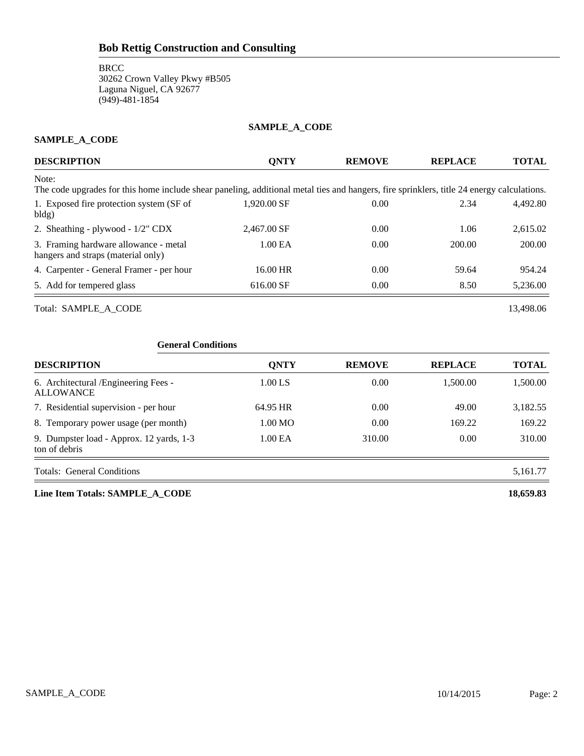## Bob Rettig Construction and Consulting

BRCC
30262 Crown Valley Pkwy #B505
Laguna Niguel, CA 92677
(949)-481-1854

**SAMPLE_A_CODE**

**SAMPLE_A_CODE**

| DESCRIPTION | QNTY | REMOVE | REPLACE | TOTAL |
|---|---|---|---|---|
| Note: The code upgrades for this home include shear paneling, additional metal ties and hangers, fire sprinklers, title 24 energy calculations. | | | | |
| 1. Exposed fire protection system (SF of bldg) | 1,920.00 SF | 0.00 | 2.34 | 4,492.80 |
| 2. Sheathing - plywood - 1/2" CDX | 2,467.00 SF | 0.00 | 1.06 | 2,615.02 |
| 3. Framing hardware allowance - metal hangers and straps (material only) | 1.00 EA | 0.00 | 200.00 | 200.00 |
| 4. Carpenter - General Framer - per hour | 16.00 HR | 0.00 | 59.64 | 954.24 |
| 5. Add for tempered glass | 616.00 SF | 0.00 | 8.50 | 5,236.00 |
| Total: SAMPLE_A_CODE | | | | 13,498.06 |

**General Conditions**

| DESCRIPTION | QNTY | REMOVE | REPLACE | TOTAL |
|---|---|---|---|---|
| 6. Architectural /Engineering Fees - ALLOWANCE | 1.00 LS | 0.00 | 1,500.00 | 1,500.00 |
| 7. Residential supervision - per hour | 64.95 HR | 0.00 | 49.00 | 3,182.55 |
| 8. Temporary power usage (per month) | 1.00 MO | 0.00 | 169.22 | 169.22 |
| 9. Dumpster load - Approx. 12 yards, 1-3 ton of debris | 1.00 EA | 310.00 | 0.00 | 310.00 |
| Totals: General Conditions | | | | 5,161.77 |

**Line Item Totals: SAMPLE_A_CODE** **18,659.83**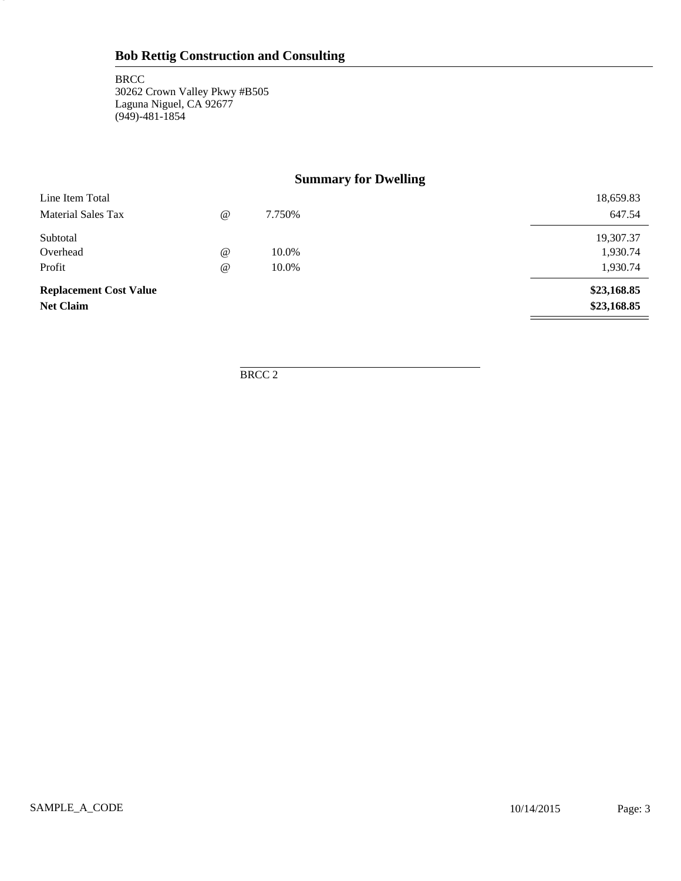## Bob Rettig Construction and Consulting

BRCC
30262 Crown Valley Pkwy #B505
Laguna Niguel, CA 92677
(949)-481-1854

### Summary for Dwelling

| | | | |
|---|---|---|---|
| Line Item Total | | | 18,659.83 |
| Material Sales Tax | @ | 7.750% | 647.54 |
| Subtotal | | | 19,307.37 |
| Overhead | @ | 10.0% | 1,930.74 |
| Profit | @ | 10.0% | 1,930.74 |
| **Replacement Cost Value** | | | **$23,168.85** |
| **Net Claim** | | | **$23,168.85** |

BRCC 2

SAMPLE_A_CODE 10/14/2015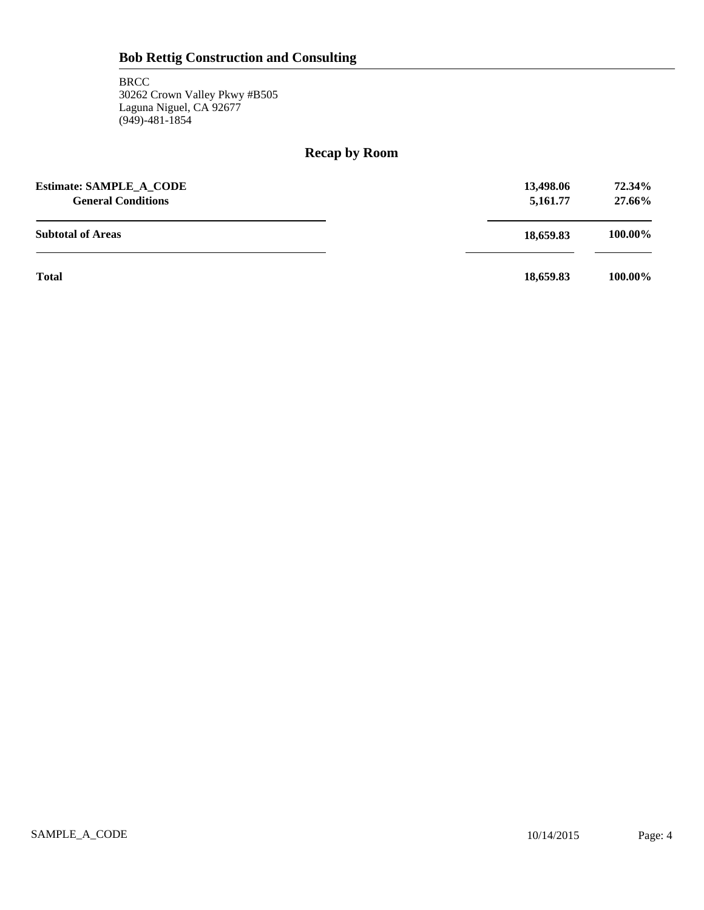## Bob Rettig Construction and Consulting

BRCC
30262 Crown Valley Pkwy #B505
Laguna Niguel, CA 92677
(949)-481-1854

# Recap by Room

| | | |
|---|---|---|
| **Estimate: SAMPLE_A_CODE** | **13,498.06** | **72.34%** |
| **General Conditions** | **5,161.77** | **27.66%** |
| **Subtotal of Areas** | **18,659.83** | **100.00%** |
| **Total** | **18,659.83** | **100.00%** |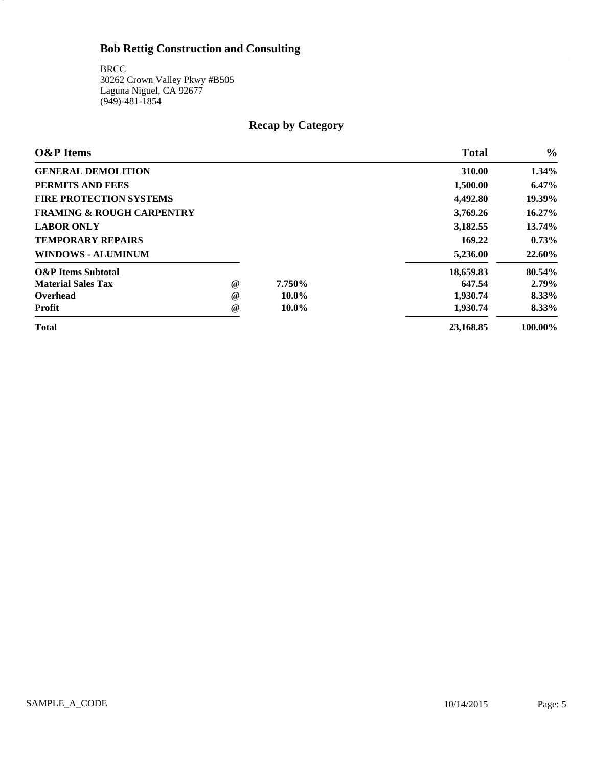## Bob Rettig Construction and Consulting

BRCC
30262 Crown Valley Pkwy #B505
Laguna Niguel, CA 92677
(949)-481-1854

### Recap by Category

| O&P Items | | | Total | % |
|---|---|---|---|---|
| **GENERAL DEMOLITION** | | | **310.00** | **1.34%** |
| **PERMITS AND FEES** | | | **1,500.00** | **6.47%** |
| **FIRE PROTECTION SYSTEMS** | | | **4,492.80** | **19.39%** |
| **FRAMING & ROUGH CARPENTRY** | | | **3,769.26** | **16.27%** |
| **LABOR ONLY** | | | **3,182.55** | **13.74%** |
| **TEMPORARY REPAIRS** | | | **169.22** | **0.73%** |
| **WINDOWS - ALUMINUM** | | | **5,236.00** | **22.60%** |
| **O&P Items Subtotal** | | | **18,659.83** | **80.54%** |
| **Material Sales Tax** | **@** | **7.750%** | **647.54** | **2.79%** |
| **Overhead** | **@** | **10.0%** | **1,930.74** | **8.33%** |
| **Profit** | **@** | **10.0%** | **1,930.74** | **8.33%** |
| **Total** | | | **23,168.85** | **100.00%** |

SAMPLE_A_CODE 10/14/2015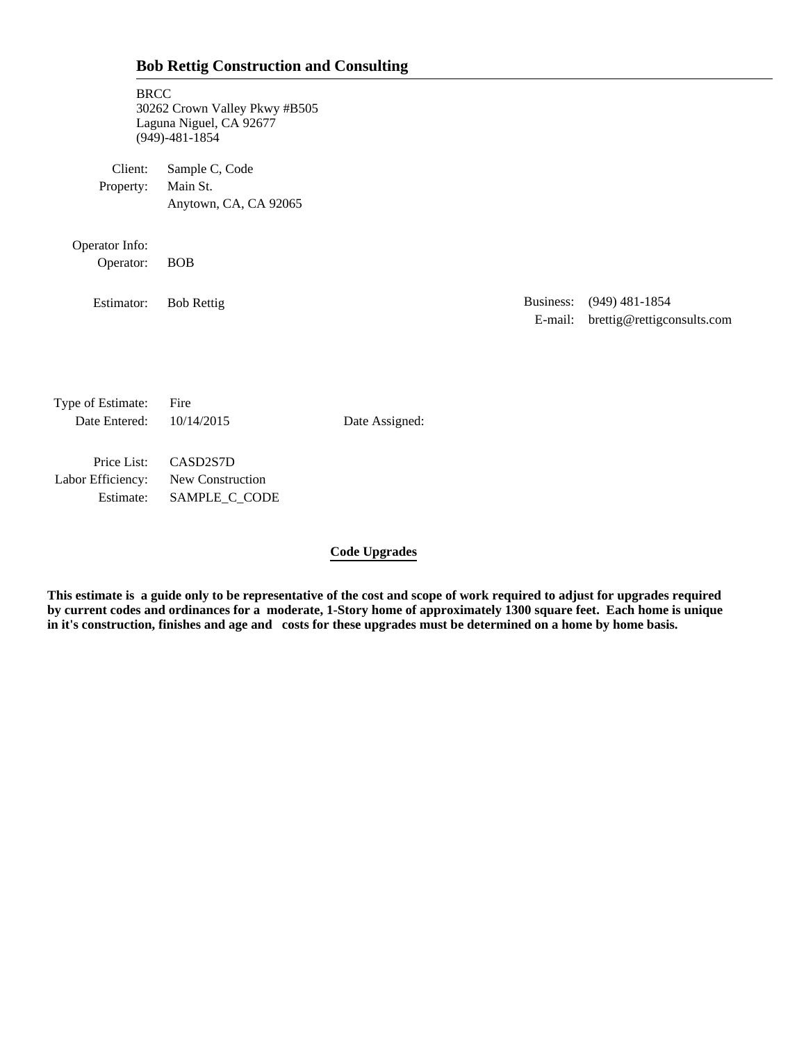## Bob Rettig Construction and Consulting

BRCC
30262 Crown Valley Pkwy #B505
Laguna Niguel, CA 92677
(949)-481-1854

Client: Sample C, Code
Property: Main St.
Anytown, CA, CA 92065

Operator Info:
Operator: BOB

Estimator: Bob Rettig

Business: (949) 481-1854
E-mail: brettig@rettigconsults.com

Type of Estimate: Fire
Date Entered: 10/14/2015
Date Assigned:

Price List: CASD2S7D
Labor Efficiency: New Construction
Estimate: SAMPLE_C_CODE

**Code Upgrades**

**This estimate is a guide only to be representative of the cost and scope of work required to adjust for upgrades required by current codes and ordinances for a moderate, 1-Story home of approximately 1300 square feet. Each home is unique in it's construction, finishes and age and costs for these upgrades must be determined on a home by home basis.**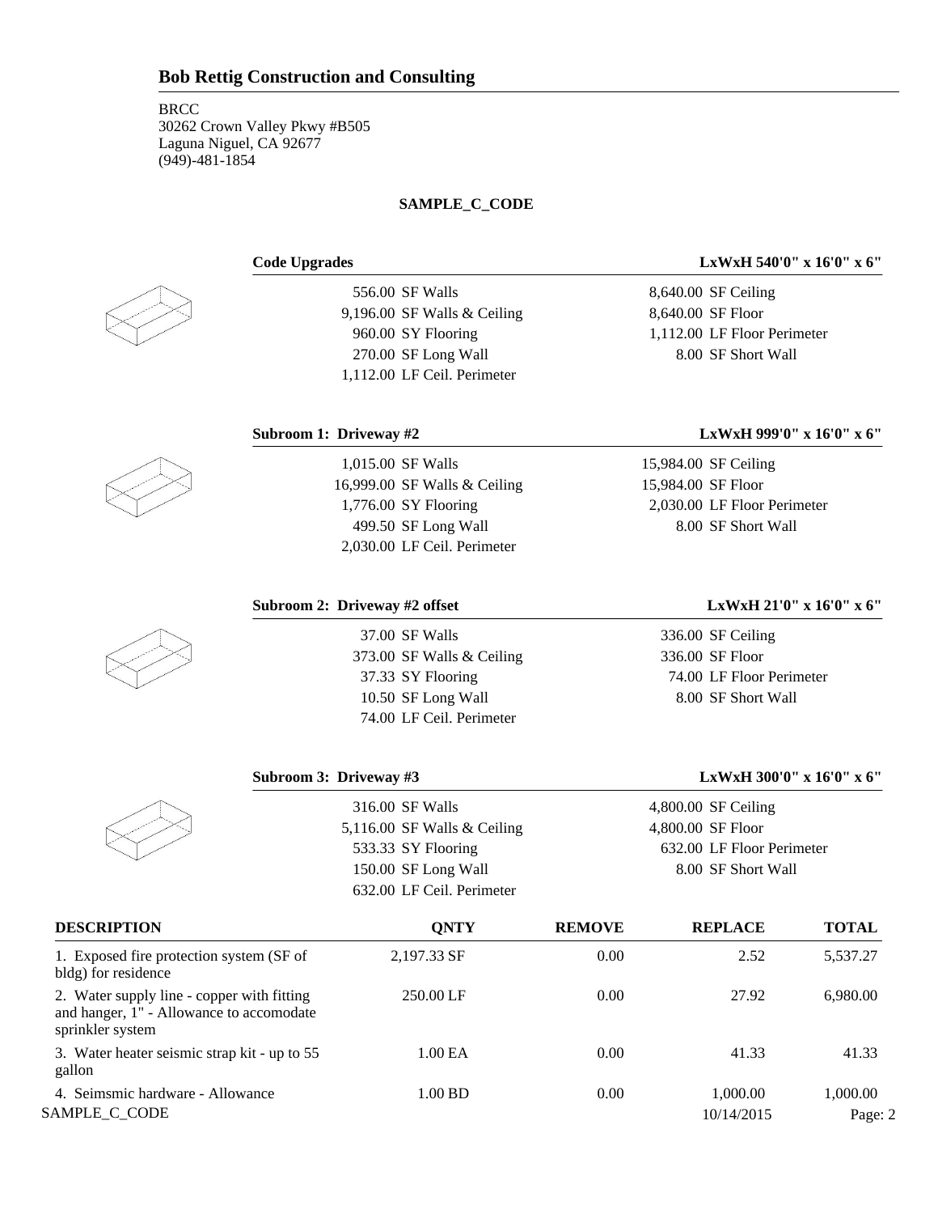# Bob Rettig Construction and Consulting

BRCC
30262 Crown Valley Pkwy #B505
Laguna Niguel, CA 92677
(949)-481-1854

**SAMPLE_C_CODE**

**Code Upgrades** — **LxWxH 540'0" x 16'0" x 6"**

| | |
|---|---|
| 556.00 SF Walls | 8,640.00 SF Ceiling |
| 9,196.00 SF Walls & Ceiling | 8,640.00 SF Floor |
| 960.00 SY Flooring | 1,112.00 LF Floor Perimeter |
| 270.00 SF Long Wall | 8.00 SF Short Wall |
| 1,112.00 LF Ceil. Perimeter | |

**Subroom 1: Driveway #2** — **LxWxH 999'0" x 16'0" x 6"**

| | |
|---|---|
| 1,015.00 SF Walls | 15,984.00 SF Ceiling |
| 16,999.00 SF Walls & Ceiling | 15,984.00 SF Floor |
| 1,776.00 SY Flooring | 2,030.00 LF Floor Perimeter |
| 499.50 SF Long Wall | 8.00 SF Short Wall |
| 2,030.00 LF Ceil. Perimeter | |

**Subroom 2: Driveway #2 offset** — **LxWxH 21'0" x 16'0" x 6"**

| | |
|---|---|
| 37.00 SF Walls | 336.00 SF Ceiling |
| 373.00 SF Walls & Ceiling | 336.00 SF Floor |
| 37.33 SY Flooring | 74.00 LF Floor Perimeter |
| 10.50 SF Long Wall | 8.00 SF Short Wall |
| 74.00 LF Ceil. Perimeter | |

**Subroom 3: Driveway #3** — **LxWxH 300'0" x 16'0" x 6"**

| | |
|---|---|
| 316.00 SF Walls | 4,800.00 SF Ceiling |
| 5,116.00 SF Walls & Ceiling | 4,800.00 SF Floor |
| 533.33 SY Flooring | 632.00 LF Floor Perimeter |
| 150.00 SF Long Wall | 8.00 SF Short Wall |
| 632.00 LF Ceil. Perimeter | |

| DESCRIPTION | QNTY | REMOVE | REPLACE | TOTAL |
|---|---|---|---|---|
| 1. Exposed fire protection system (SF of bldg) for residence | 2,197.33 SF | 0.00 | 2.52 | 5,537.27 |
| 2. Water supply line - copper with fitting and hanger, 1" - Allowance to accomodate sprinkler system | 250.00 LF | 0.00 | 27.92 | 6,980.00 |
| 3. Water heater seismic strap kit - up to 55 gallon | 1.00 EA | 0.00 | 41.33 | 41.33 |
| 4. Seimsmic hardware - Allowance | 1.00 BD | 0.00 | 1,000.00 | 1,000.00 |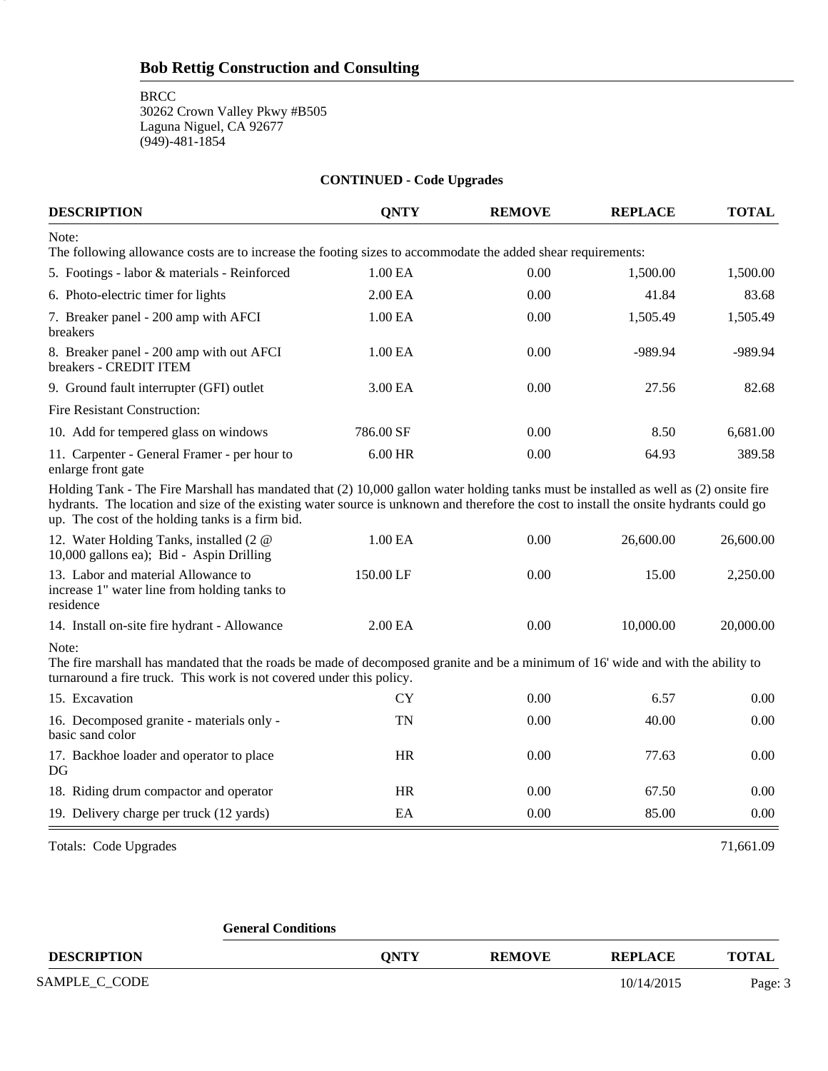## Bob Rettig Construction and Consulting

BRCC
30262 Crown Valley Pkwy #B505
Laguna Niguel, CA 92677
(949)-481-1854

**CONTINUED - Code Upgrades**

| DESCRIPTION | QNTY | REMOVE | REPLACE | TOTAL |
|---|---|---|---|---|
| Note:<br>The following allowance costs are to increase the footing sizes to accommodate the added shear requirements: | | | | |
| 5. Footings - labor & materials - Reinforced | 1.00 EA | 0.00 | 1,500.00 | 1,500.00 |
| 6. Photo-electric timer for lights | 2.00 EA | 0.00 | 41.84 | 83.68 |
| 7. Breaker panel - 200 amp with AFCI breakers | 1.00 EA | 0.00 | 1,505.49 | 1,505.49 |
| 8. Breaker panel - 200 amp with out AFCI breakers - CREDIT ITEM | 1.00 EA | 0.00 | -989.94 | -989.94 |
| 9. Ground fault interrupter (GFI) outlet | 3.00 EA | 0.00 | 27.56 | 82.68 |
| Fire Resistant Construction: | | | | |
| 10. Add for tempered glass on windows | 786.00 SF | 0.00 | 8.50 | 6,681.00 |
| 11. Carpenter - General Framer - per hour to enlarge front gate | 6.00 HR | 0.00 | 64.93 | 389.58 |
| Holding Tank - The Fire Marshall has mandated that (2) 10,000 gallon water holding tanks must be installed as well as (2) onsite fire hydrants. The location and size of the existing water source is unknown and therefore the cost to install the onsite hydrants could go up. The cost of the holding tanks is a firm bid. | | | | |
| 12. Water Holding Tanks, installed (2 @ 10,000 gallons ea); Bid - Aspin Drilling | 1.00 EA | 0.00 | 26,600.00 | 26,600.00 |
| 13. Labor and material Allowance to increase 1" water line from holding tanks to residence | 150.00 LF | 0.00 | 15.00 | 2,250.00 |
| 14. Install on-site fire hydrant - Allowance | 2.00 EA | 0.00 | 10,000.00 | 20,000.00 |
| Note:<br>The fire marshall has mandated that the roads be made of decomposed granite and be a minimum of 16' wide and with the ability to turnaround a fire truck. This work is not covered under this policy. | | | | |
| 15. Excavation | CY | 0.00 | 6.57 | 0.00 |
| 16. Decomposed granite - materials only - basic sand color | TN | 0.00 | 40.00 | 0.00 |
| 17. Backhoe loader and operator to place DG | HR | 0.00 | 77.63 | 0.00 |
| 18. Riding drum compactor and operator | HR | 0.00 | 67.50 | 0.00 |
| 19. Delivery charge per truck (12 yards) | EA | 0.00 | 85.00 | 0.00 |
| Totals: Code Upgrades | | | | 71,661.09 |

**General Conditions**

| DESCRIPTION | QNTY | REMOVE | REPLACE | TOTAL |
|---|---|---|---|---|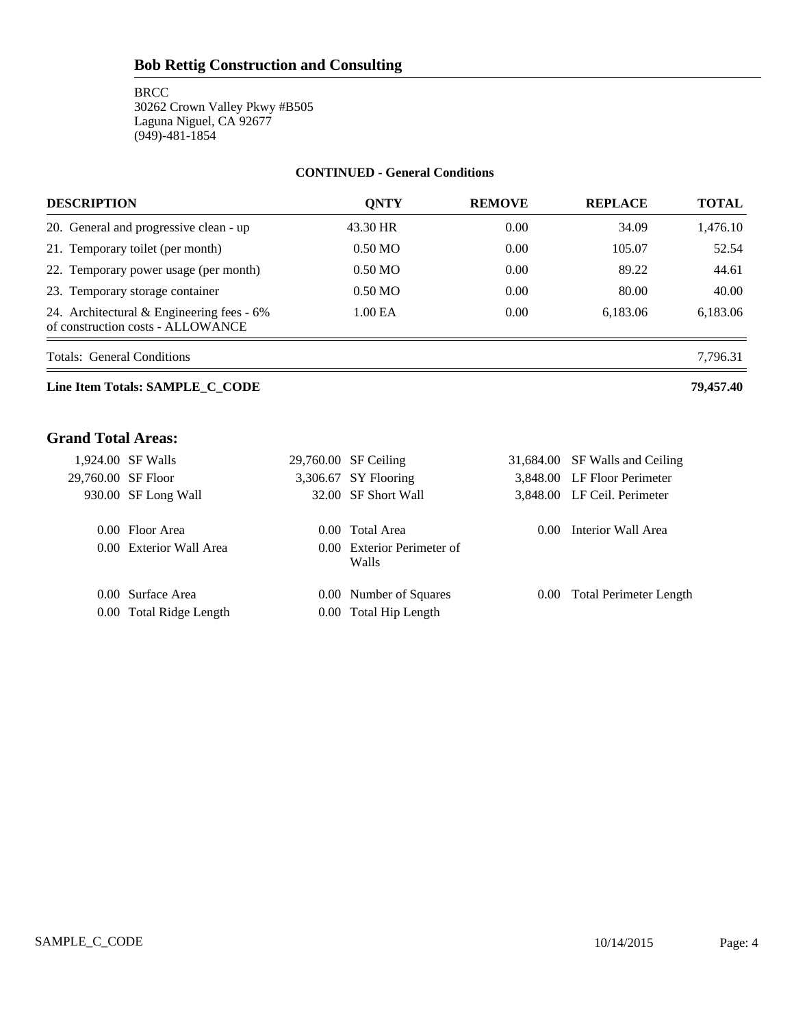## Bob Rettig Construction and Consulting

BRCC
30262 Crown Valley Pkwy #B505
Laguna Niguel, CA 92677
(949)-481-1854

**CONTINUED - General Conditions**

| DESCRIPTION | QNTY | REMOVE | REPLACE | TOTAL |
|---|---|---|---|---|
| 20. General and progressive clean - up | 43.30 HR | 0.00 | 34.09 | 1,476.10 |
| 21. Temporary toilet (per month) | 0.50 MO | 0.00 | 105.07 | 52.54 |
| 22. Temporary power usage (per month) | 0.50 MO | 0.00 | 89.22 | 44.61 |
| 23. Temporary storage container | 0.50 MO | 0.00 | 80.00 | 40.00 |
| 24. Architectural & Engineering fees - 6% of construction costs - ALLOWANCE | 1.00 EA | 0.00 | 6,183.06 | 6,183.06 |
| Totals: General Conditions | | | | 7,796.31 |
| **Line Item Totals: SAMPLE_C_CODE** | | | | **79,457.40** |

### Grand Total Areas:

| | | | | | |
|---|---|---|---|---|---|
| 1,924.00 | SF Walls | 29,760.00 | SF Ceiling | 31,684.00 | SF Walls and Ceiling |
| 29,760.00 | SF Floor | 3,306.67 | SY Flooring | 3,848.00 | LF Floor Perimeter |
| 930.00 | SF Long Wall | 32.00 | SF Short Wall | 3,848.00 | LF Ceil. Perimeter |
| 0.00 | Floor Area | 0.00 | Total Area | 0.00 | Interior Wall Area |
| 0.00 | Exterior Wall Area | 0.00 | Exterior Perimeter of Walls | | |
| 0.00 | Surface Area | 0.00 | Number of Squares | 0.00 | Total Perimeter Length |
| 0.00 | Total Ridge Length | 0.00 | Total Hip Length | | |

SAMPLE_C_CODE 10/14/2015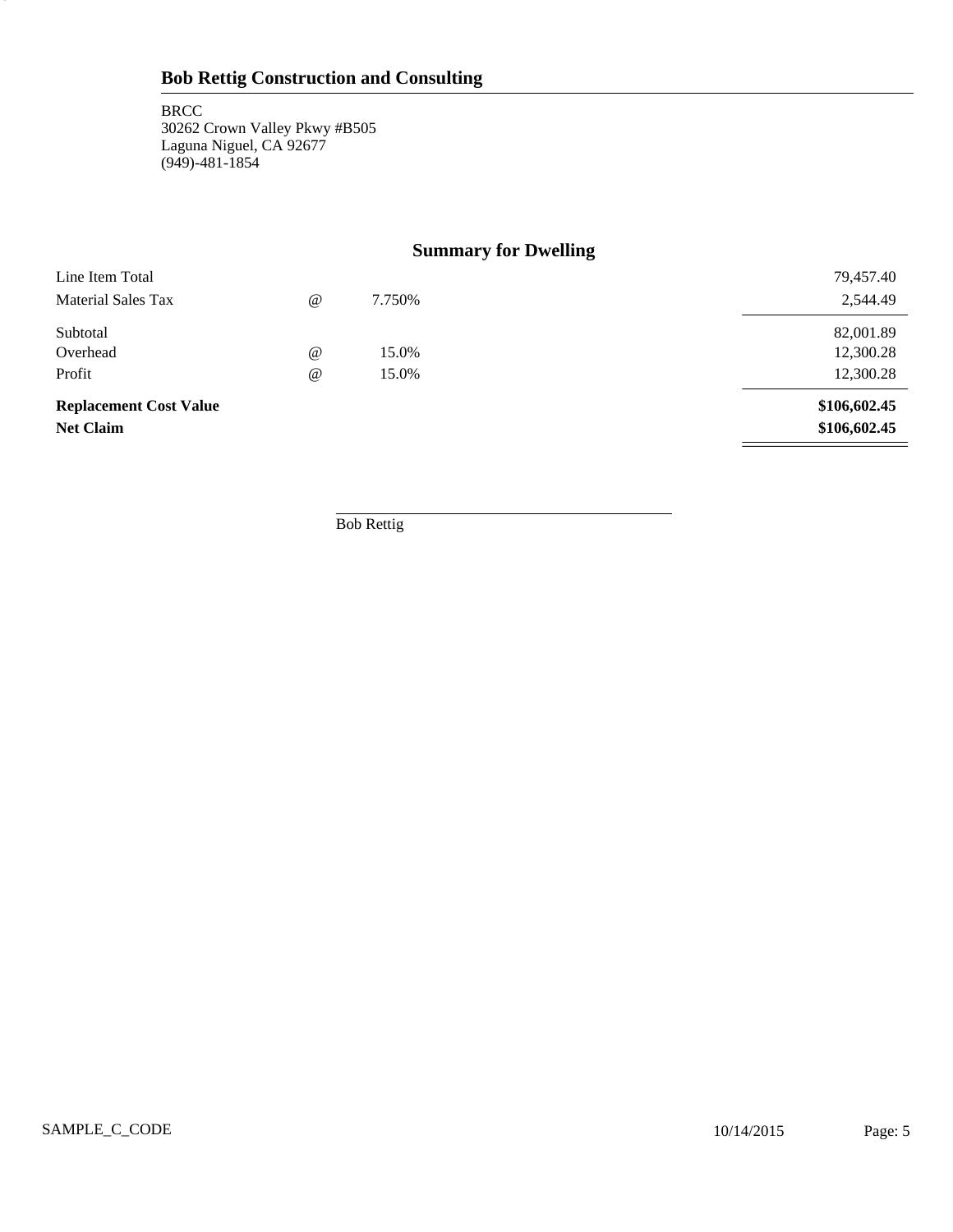## Bob Rettig Construction and Consulting

BRCC
30262 Crown Valley Pkwy #B505
Laguna Niguel, CA 92677
(949)-481-1854

### Summary for Dwelling

| | | | |
|---|---|---|---|
| Line Item Total | | | 79,457.40 |
| Material Sales Tax | @ | 7.750% | 2,544.49 |
| Subtotal | | | 82,001.89 |
| Overhead | @ | 15.0% | 12,300.28 |
| Profit | @ | 15.0% | 12,300.28 |
| **Replacement Cost Value** | | | **$106,602.45** |
| **Net Claim** | | | **$106,602.45** |

Bob Rettig

SAMPLE_C_CODE 10/14/2015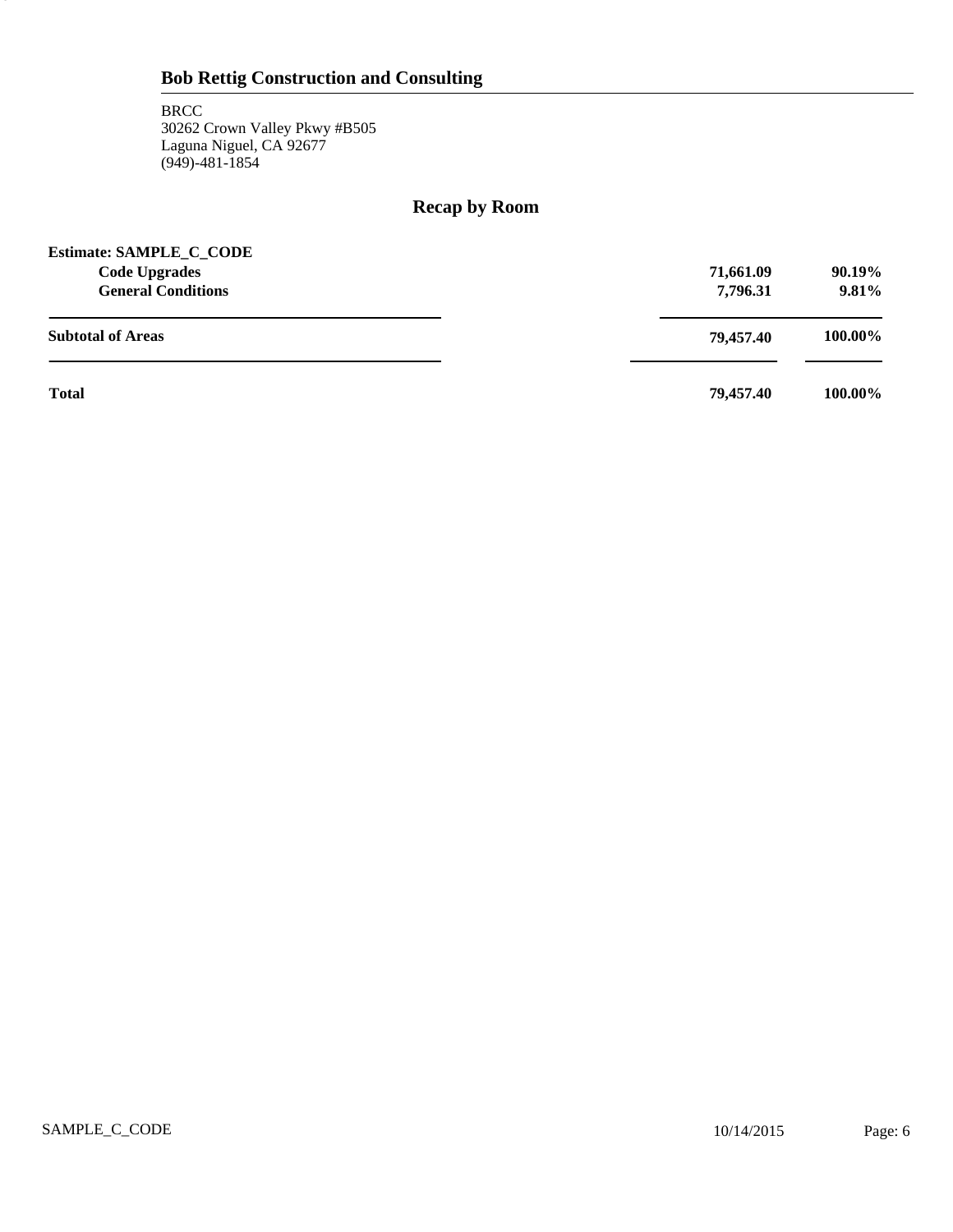## Bob Rettig Construction and Consulting

BRCC
30262 Crown Valley Pkwy #B505
Laguna Niguel, CA 92677
(949)-481-1854

# Recap by Room

**Estimate: SAMPLE_C_CODE**

| | | |
|---|---|---|
| **Code Upgrades** | **71,661.09** | **90.19%** |
| **General Conditions** | **7,796.31** | **9.81%** |
| **Subtotal of Areas** | **79,457.40** | **100.00%** |
| **Total** | **79,457.40** | **100.00%** |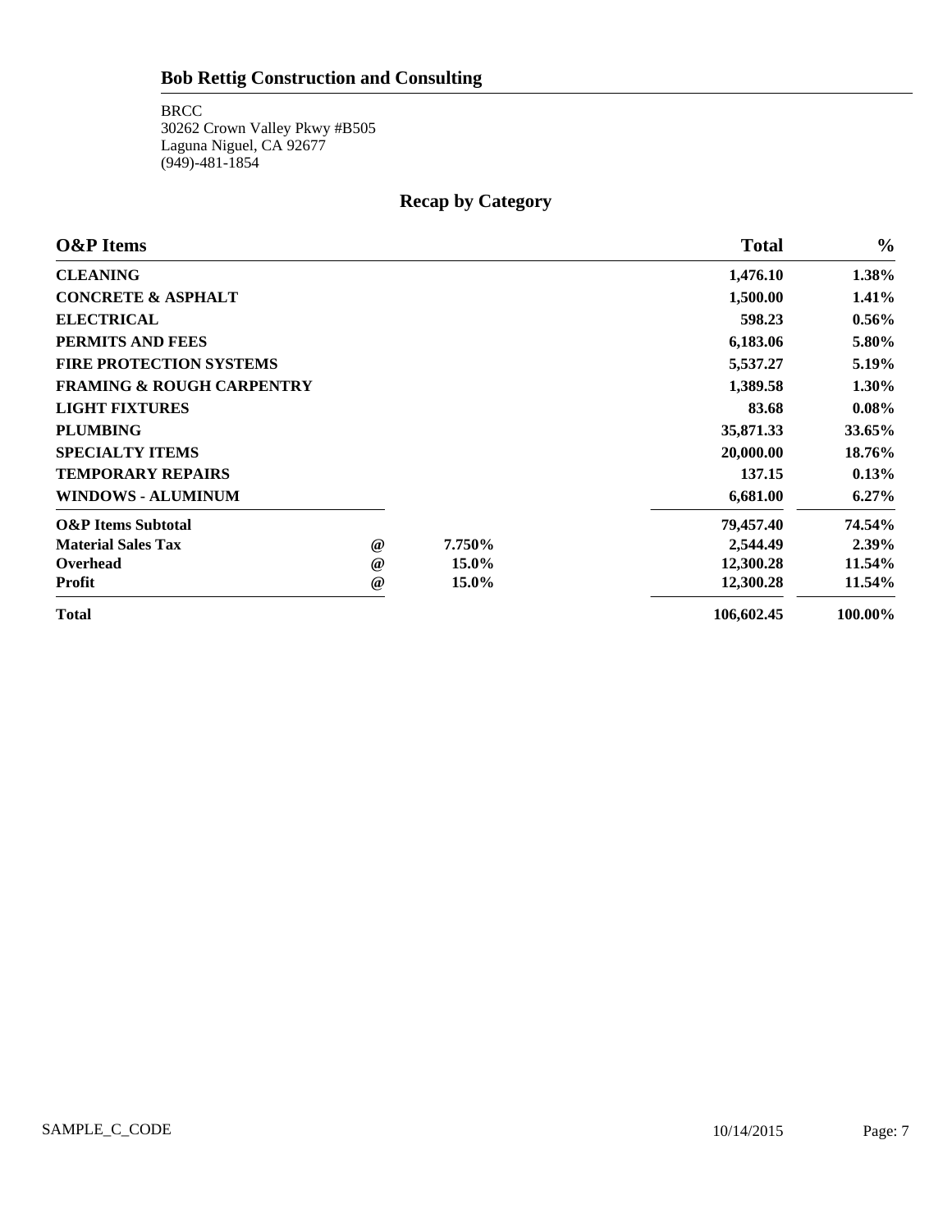## Bob Rettig Construction and Consulting

BRCC
30262 Crown Valley Pkwy #B505
Laguna Niguel, CA 92677
(949)-481-1854

# Recap by Category

| O&P Items | | | Total | % |
|---|---|---|---|---|
| **CLEANING** | | | **1,476.10** | **1.38%** |
| **CONCRETE & ASPHALT** | | | **1,500.00** | **1.41%** |
| **ELECTRICAL** | | | **598.23** | **0.56%** |
| **PERMITS AND FEES** | | | **6,183.06** | **5.80%** |
| **FIRE PROTECTION SYSTEMS** | | | **5,537.27** | **5.19%** |
| **FRAMING & ROUGH CARPENTRY** | | | **1,389.58** | **1.30%** |
| **LIGHT FIXTURES** | | | **83.68** | **0.08%** |
| **PLUMBING** | | | **35,871.33** | **33.65%** |
| **SPECIALTY ITEMS** | | | **20,000.00** | **18.76%** |
| **TEMPORARY REPAIRS** | | | **137.15** | **0.13%** |
| **WINDOWS - ALUMINUM** | | | **6,681.00** | **6.27%** |
| **O&P Items Subtotal** | | | **79,457.40** | **74.54%** |
| **Material Sales Tax** | **@** | **7.750%** | **2,544.49** | **2.39%** |
| **Overhead** | **@** | **15.0%** | **12,300.28** | **11.54%** |
| **Profit** | **@** | **15.0%** | **12,300.28** | **11.54%** |
| **Total** | | | **106,602.45** | **100.00%** |

SAMPLE_C_CODE 10/14/2015